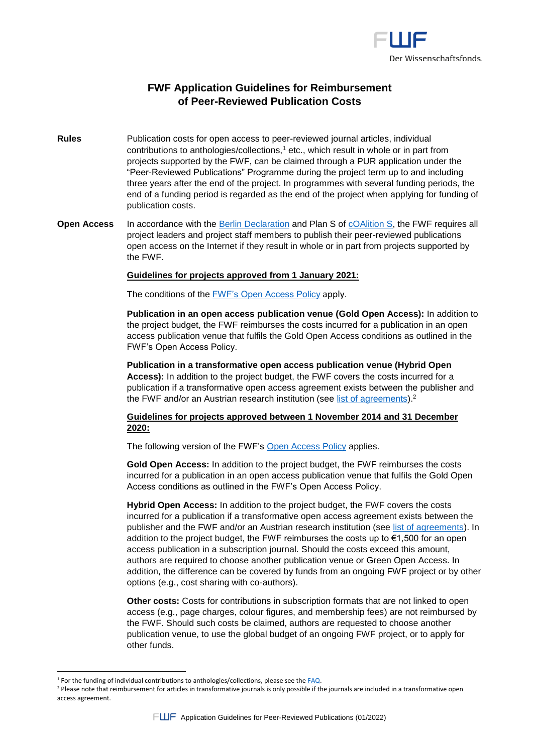# FWF Application Guidelines for Reimbursement of Peer-Reviewed Publication Costs

**Rules**

Publication costs for open access to peer-reviewed journal articles, individual contributions to anthologies/collections,[1] etc., which result in whole or in part from projects supported by the FWF, can be claimed through a PUR application under the "Peer-Reviewed Publications" Programme during the project term up to and including three years after the end of the project. In programmes with several funding periods, the end of a funding period is regarded as the end of the project when applying for funding of publication costs.

**Open Access**

In accordance with the Berlin Declaration and Plan S of cOAlition S, the FWF requires all project leaders and project staff members to publish their peer-reviewed publications open access on the Internet if they result in whole or in part from projects supported by the FWF.

**Guidelines for projects approved from 1 January 2021:**

The conditions of the FWF's Open Access Policy apply.

**Publication in an open access publication venue (Gold Open Access):** In addition to the project budget, the FWF reimburses the costs incurred for a publication in an open access publication venue that fulfils the Gold Open Access conditions as outlined in the FWF's Open Access Policy.

**Publication in a transformative open access publication venue (Hybrid Open Access):** In addition to the project budget, the FWF covers the costs incurred for a publication if a transformative open access agreement exists between the publisher and the FWF and/or an Austrian research institution (see list of agreements).[2]

**Guidelines for projects approved between 1 November 2014 and 31 December 2020:**

The following version of the FWF's Open Access Policy applies.

**Gold Open Access:** In addition to the project budget, the FWF reimburses the costs incurred for a publication in an open access publication venue that fulfils the Gold Open Access conditions as outlined in the FWF's Open Access Policy.

**Hybrid Open Access:** In addition to the project budget, the FWF covers the costs incurred for a publication if a transformative open access agreement exists between the publisher and the FWF and/or an Austrian research institution (see list of agreements). In addition to the project budget, the FWF reimburses the costs up to €1,500 for an open access publication in a subscription journal. Should the costs exceed this amount, authors are required to choose another publication venue or Green Open Access. In addition, the difference can be covered by funds from an ongoing FWF project or by other options (e.g., cost sharing with co-authors).

**Other costs:** Costs for contributions in subscription formats that are not linked to open access (e.g., page charges, colour figures, and membership fees) are not reimbursed by the FWF. Should such costs be claimed, authors are requested to choose another publication venue, to use the global budget of an ongoing FWF project, or to apply for other funds.

---

[1] For the funding of individual contributions to anthologies/collections, please see the FAQ.

[2] Please note that reimbursement for articles in transformative journals is only possible if the journals are included in a transformative open access agreement.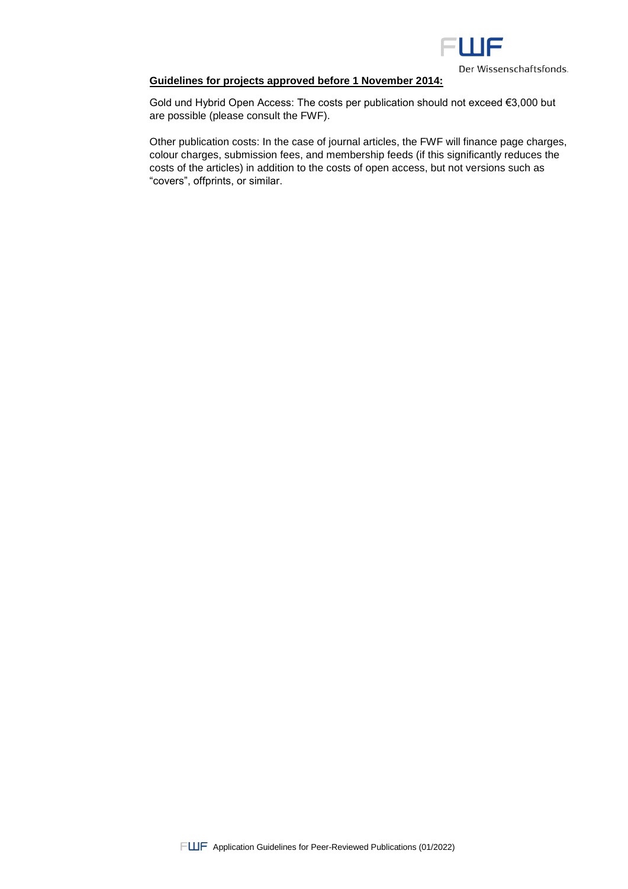**Guidelines for projects approved before 1 November 2014:**

Gold und Hybrid Open Access: The costs per publication should not exceed €3,000 but are possible (please consult the FWF).

Other publication costs: In the case of journal articles, the FWF will finance page charges, colour charges, submission fees, and membership feeds (if this significantly reduces the costs of the articles) in addition to the costs of open access, but not versions such as "covers", offprints, or similar.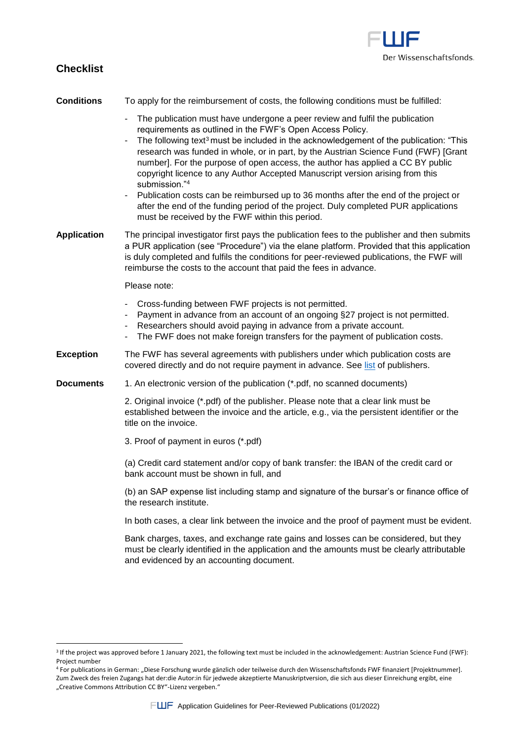## Checklist

**Conditions**

To apply for the reimbursement of costs, the following conditions must be fulfilled:

- The publication must have undergone a peer review and fulfil the publication requirements as outlined in the FWF's Open Access Policy.
- The following text[3] must be included in the acknowledgement of the publication: "This research was funded in whole, or in part, by the Austrian Science Fund (FWF) [Grant number]. For the purpose of open access, the author has applied a CC BY public copyright licence to any Author Accepted Manuscript version arising from this submission."[4]
- Publication costs can be reimbursed up to 36 months after the end of the project or after the end of the funding period of the project. Duly completed PUR applications must be received by the FWF within this period.

**Application**

The principal investigator first pays the publication fees to the publisher and then submits a PUR application (see "Procedure") via the elane platform. Provided that this application is duly completed and fulfils the conditions for peer-reviewed publications, the FWF will reimburse the costs to the account that paid the fees in advance.

Please note:

- Cross-funding between FWF projects is not permitted.
- Payment in advance from an account of an ongoing §27 project is not permitted.
- Researchers should avoid paying in advance from a private account.
- The FWF does not make foreign transfers for the payment of publication costs.

**Exception**

The FWF has several agreements with publishers under which publication costs are covered directly and do not require payment in advance. See list of publishers.

**Documents**

1. An electronic version of the publication (*.pdf, no scanned documents)

2. Original invoice (*.pdf) of the publisher. Please note that a clear link must be established between the invoice and the article, e.g., via the persistent identifier or the title on the invoice.

3. Proof of payment in euros (*.pdf)

(a) Credit card statement and/or copy of bank transfer: the IBAN of the credit card or bank account must be shown in full, and

(b) an SAP expense list including stamp and signature of the bursar's or finance office of the research institute.

In both cases, a clear link between the invoice and the proof of payment must be evident.

Bank charges, taxes, and exchange rate gains and losses can be considered, but they must be clearly identified in the application and the amounts must be clearly attributable and evidenced by an accounting document.

---

[3] If the project was approved before 1 January 2021, the following text must be included in the acknowledgement: Austrian Science Fund (FWF): Project number

[4] For publications in German: „Diese Forschung wurde gänzlich oder teilweise durch den Wissenschaftsfonds FWF finanziert [Projektnummer]. Zum Zweck des freien Zugangs hat der:die Autor:in für jedwede akzeptierte Manuskriptversion, die sich aus dieser Einreichung ergibt, eine „Creative Commons Attribution CC BY"-Lizenz vergeben."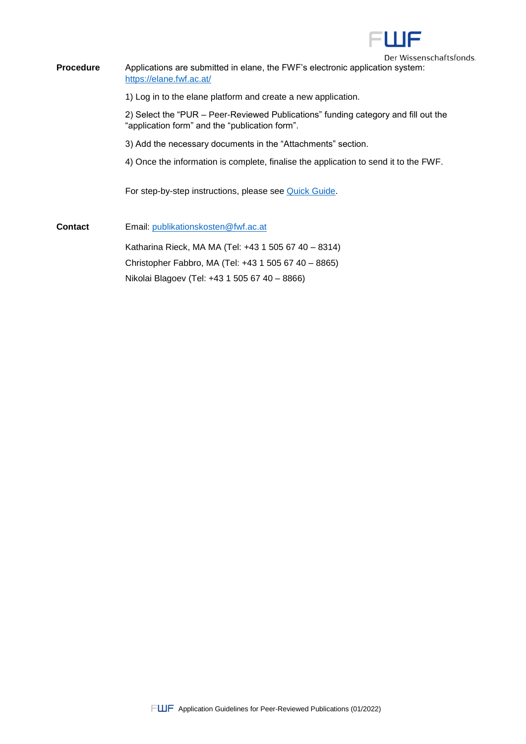**Procedure**

Applications are submitted in elane, the FWF's electronic application system: https://elane.fwf.ac.at/

1) Log in to the elane platform and create a new application.

2) Select the "PUR – Peer-Reviewed Publications" funding category and fill out the "application form" and the "publication form".

3) Add the necessary documents in the "Attachments" section.

4) Once the information is complete, finalise the application to send it to the FWF.

For step-by-step instructions, please see Quick Guide.

**Contact**

Email: publikationskosten@fwf.ac.at

Katharina Rieck, MA MA (Tel: +43 1 505 67 40 – 8314)
Christopher Fabbro, MA (Tel: +43 1 505 67 40 – 8865)
Nikolai Blagoev (Tel: +43 1 505 67 40 – 8866)